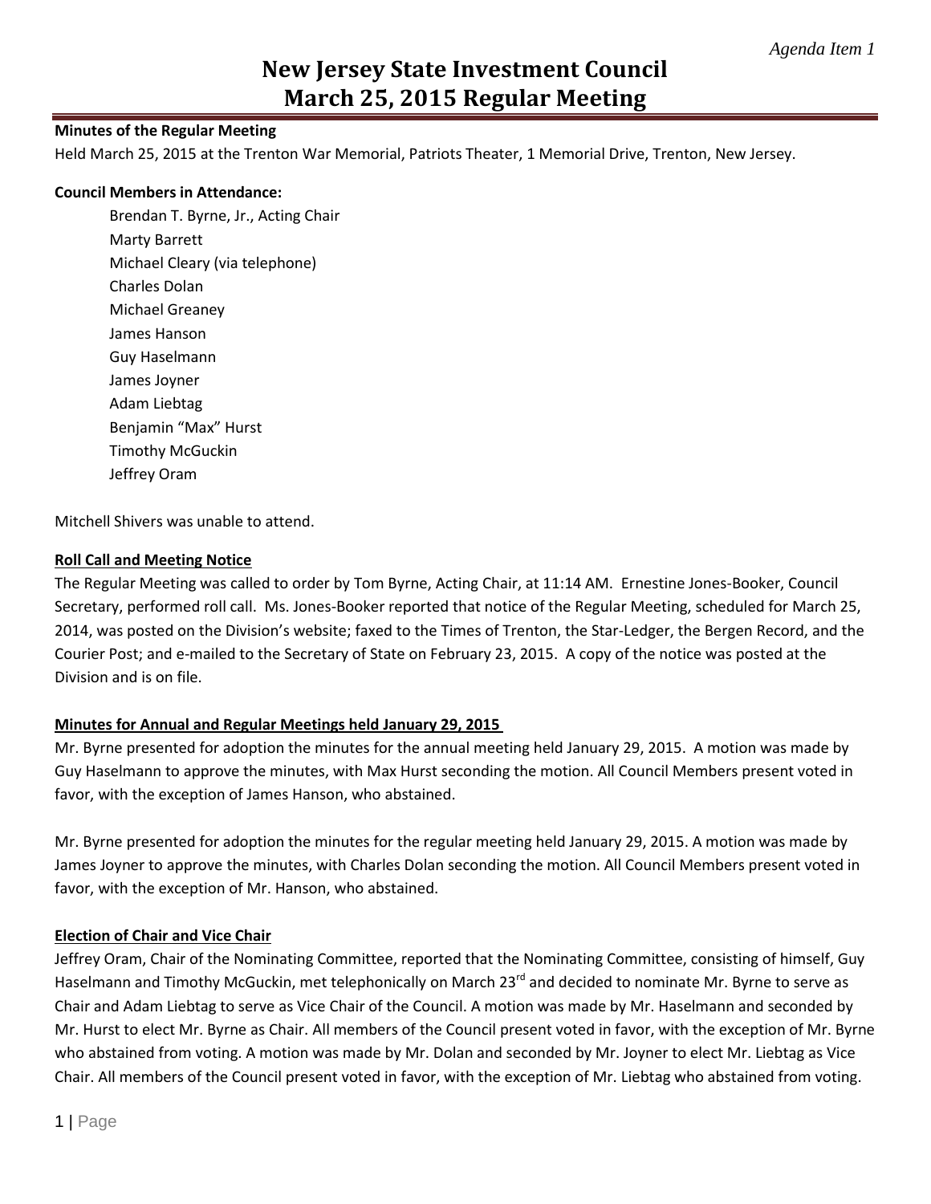*Agenda Item 1*

# New Jersey State Investment Council
# March 25, 2015 Regular Meeting

**Minutes of the Regular Meeting**

Held March 25, 2015 at the Trenton War Memorial, Patriots Theater, 1 Memorial Drive, Trenton, New Jersey.

**Council Members in Attendance:**

Brendan T. Byrne, Jr., Acting Chair
Marty Barrett
Michael Cleary (via telephone)
Charles Dolan
Michael Greaney
James Hanson
Guy Haselmann
James Joyner
Adam Liebtag
Benjamin "Max" Hurst
Timothy McGuckin
Jeffrey Oram

Mitchell Shivers was unable to attend.

**Roll Call and Meeting Notice**

The Regular Meeting was called to order by Tom Byrne, Acting Chair, at 11:14 AM. Ernestine Jones-Booker, Council Secretary, performed roll call. Ms. Jones-Booker reported that notice of the Regular Meeting, scheduled for March 25, 2014, was posted on the Division's website; faxed to the Times of Trenton, the Star-Ledger, the Bergen Record, and the Courier Post; and e-mailed to the Secretary of State on February 23, 2015. A copy of the notice was posted at the Division and is on file.

**Minutes for Annual and Regular Meetings held January 29, 2015**

Mr. Byrne presented for adoption the minutes for the annual meeting held January 29, 2015. A motion was made by Guy Haselmann to approve the minutes, with Max Hurst seconding the motion. All Council Members present voted in favor, with the exception of James Hanson, who abstained.

Mr. Byrne presented for adoption the minutes for the regular meeting held January 29, 2015. A motion was made by James Joyner to approve the minutes, with Charles Dolan seconding the motion. All Council Members present voted in favor, with the exception of Mr. Hanson, who abstained.

**Election of Chair and Vice Chair**

Jeffrey Oram, Chair of the Nominating Committee, reported that the Nominating Committee, consisting of himself, Guy Haselmann and Timothy McGuckin, met telephonically on March 23rd and decided to nominate Mr. Byrne to serve as Chair and Adam Liebtag to serve as Vice Chair of the Council. A motion was made by Mr. Haselmann and seconded by Mr. Hurst to elect Mr. Byrne as Chair. All members of the Council present voted in favor, with the exception of Mr. Byrne who abstained from voting. A motion was made by Mr. Dolan and seconded by Mr. Joyner to elect Mr. Liebtag as Vice Chair. All members of the Council present voted in favor, with the exception of Mr. Liebtag who abstained from voting.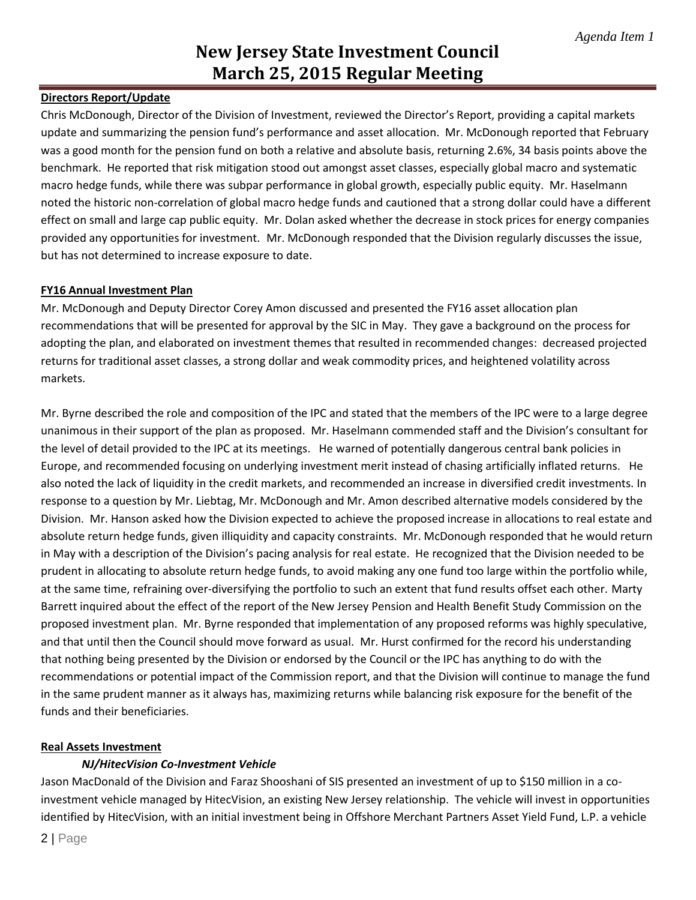# New Jersey State Investment Council
# March 25, 2015 Regular Meeting

**Directors Report/Update**

Chris McDonough, Director of the Division of Investment, reviewed the Director's Report, providing a capital markets update and summarizing the pension fund's performance and asset allocation. Mr. McDonough reported that February was a good month for the pension fund on both a relative and absolute basis, returning 2.6%, 34 basis points above the benchmark. He reported that risk mitigation stood out amongst asset classes, especially global macro and systematic macro hedge funds, while there was subpar performance in global growth, especially public equity. Mr. Haselmann noted the historic non-correlation of global macro hedge funds and cautioned that a strong dollar could have a different effect on small and large cap public equity. Mr. Dolan asked whether the decrease in stock prices for energy companies provided any opportunities for investment. Mr. McDonough responded that the Division regularly discusses the issue, but has not determined to increase exposure to date.

**FY16 Annual Investment Plan**

Mr. McDonough and Deputy Director Corey Amon discussed and presented the FY16 asset allocation plan recommendations that will be presented for approval by the SIC in May. They gave a background on the process for adopting the plan, and elaborated on investment themes that resulted in recommended changes: decreased projected returns for traditional asset classes, a strong dollar and weak commodity prices, and heightened volatility across markets.

Mr. Byrne described the role and composition of the IPC and stated that the members of the IPC were to a large degree unanimous in their support of the plan as proposed. Mr. Haselmann commended staff and the Division's consultant for the level of detail provided to the IPC at its meetings. He warned of potentially dangerous central bank policies in Europe, and recommended focusing on underlying investment merit instead of chasing artificially inflated returns. He also noted the lack of liquidity in the credit markets, and recommended an increase in diversified credit investments. In response to a question by Mr. Liebtag, Mr. McDonough and Mr. Amon described alternative models considered by the Division. Mr. Hanson asked how the Division expected to achieve the proposed increase in allocations to real estate and absolute return hedge funds, given illiquidity and capacity constraints. Mr. McDonough responded that he would return in May with a description of the Division's pacing analysis for real estate. He recognized that the Division needed to be prudent in allocating to absolute return hedge funds, to avoid making any one fund too large within the portfolio while, at the same time, refraining over-diversifying the portfolio to such an extent that fund results offset each other. Marty Barrett inquired about the effect of the report of the New Jersey Pension and Health Benefit Study Commission on the proposed investment plan. Mr. Byrne responded that implementation of any proposed reforms was highly speculative, and that until then the Council should move forward as usual. Mr. Hurst confirmed for the record his understanding that nothing being presented by the Division or endorsed by the Council or the IPC has anything to do with the recommendations or potential impact of the Commission report, and that the Division will continue to manage the fund in the same prudent manner as it always has, maximizing returns while balancing risk exposure for the benefit of the funds and their beneficiaries.

**Real Assets Investment**

***NJ/HitecVision Co-Investment Vehicle***

Jason MacDonald of the Division and Faraz Shooshani of SIS presented an investment of up to $150 million in a co-investment vehicle managed by HitecVision, an existing New Jersey relationship. The vehicle will invest in opportunities identified by HitecVision, with an initial investment being in Offshore Merchant Partners Asset Yield Fund, L.P. a vehicle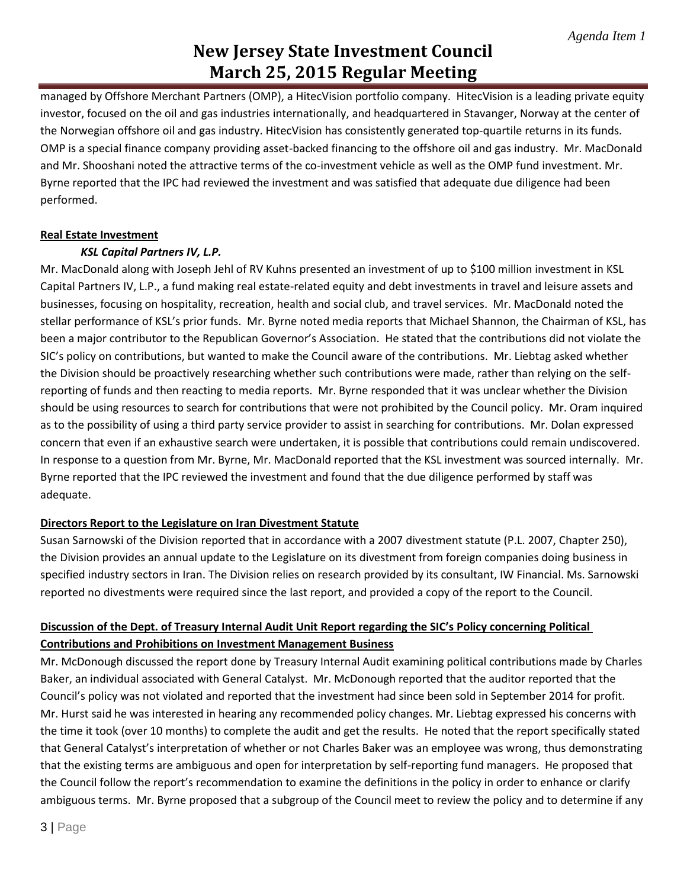managed by Offshore Merchant Partners (OMP), a HitecVision portfolio company. HitecVision is a leading private equity investor, focused on the oil and gas industries internationally, and headquartered in Stavanger, Norway at the center of the Norwegian offshore oil and gas industry. HitecVision has consistently generated top-quartile returns in its funds. OMP is a special finance company providing asset-backed financing to the offshore oil and gas industry. Mr. MacDonald and Mr. Shooshani noted the attractive terms of the co-investment vehicle as well as the OMP fund investment. Mr. Byrne reported that the IPC had reviewed the investment and was satisfied that adequate due diligence had been performed.

**Real Estate Investment**

***KSL Capital Partners IV, L.P.***

Mr. MacDonald along with Joseph Jehl of RV Kuhns presented an investment of up to $100 million investment in KSL Capital Partners IV, L.P., a fund making real estate-related equity and debt investments in travel and leisure assets and businesses, focusing on hospitality, recreation, health and social club, and travel services. Mr. MacDonald noted the stellar performance of KSL's prior funds. Mr. Byrne noted media reports that Michael Shannon, the Chairman of KSL, has been a major contributor to the Republican Governor's Association. He stated that the contributions did not violate the SIC's policy on contributions, but wanted to make the Council aware of the contributions. Mr. Liebtag asked whether the Division should be proactively researching whether such contributions were made, rather than relying on the self-reporting of funds and then reacting to media reports. Mr. Byrne responded that it was unclear whether the Division should be using resources to search for contributions that were not prohibited by the Council policy. Mr. Oram inquired as to the possibility of using a third party service provider to assist in searching for contributions. Mr. Dolan expressed concern that even if an exhaustive search were undertaken, it is possible that contributions could remain undiscovered. In response to a question from Mr. Byrne, Mr. MacDonald reported that the KSL investment was sourced internally. Mr. Byrne reported that the IPC reviewed the investment and found that the due diligence performed by staff was adequate.

**Directors Report to the Legislature on Iran Divestment Statute**

Susan Sarnowski of the Division reported that in accordance with a 2007 divestment statute (P.L. 2007, Chapter 250), the Division provides an annual update to the Legislature on its divestment from foreign companies doing business in specified industry sectors in Iran. The Division relies on research provided by its consultant, IW Financial. Ms. Sarnowski reported no divestments were required since the last report, and provided a copy of the report to the Council.

**Discussion of the Dept. of Treasury Internal Audit Unit Report regarding the SIC's Policy concerning Political Contributions and Prohibitions on Investment Management Business**

Mr. McDonough discussed the report done by Treasury Internal Audit examining political contributions made by Charles Baker, an individual associated with General Catalyst. Mr. McDonough reported that the auditor reported that the Council's policy was not violated and reported that the investment had since been sold in September 2014 for profit. Mr. Hurst said he was interested in hearing any recommended policy changes. Mr. Liebtag expressed his concerns with the time it took (over 10 months) to complete the audit and get the results. He noted that the report specifically stated that General Catalyst's interpretation of whether or not Charles Baker was an employee was wrong, thus demonstrating that the existing terms are ambiguous and open for interpretation by self-reporting fund managers. He proposed that the Council follow the report's recommendation to examine the definitions in the policy in order to enhance or clarify ambiguous terms. Mr. Byrne proposed that a subgroup of the Council meet to review the policy and to determine if any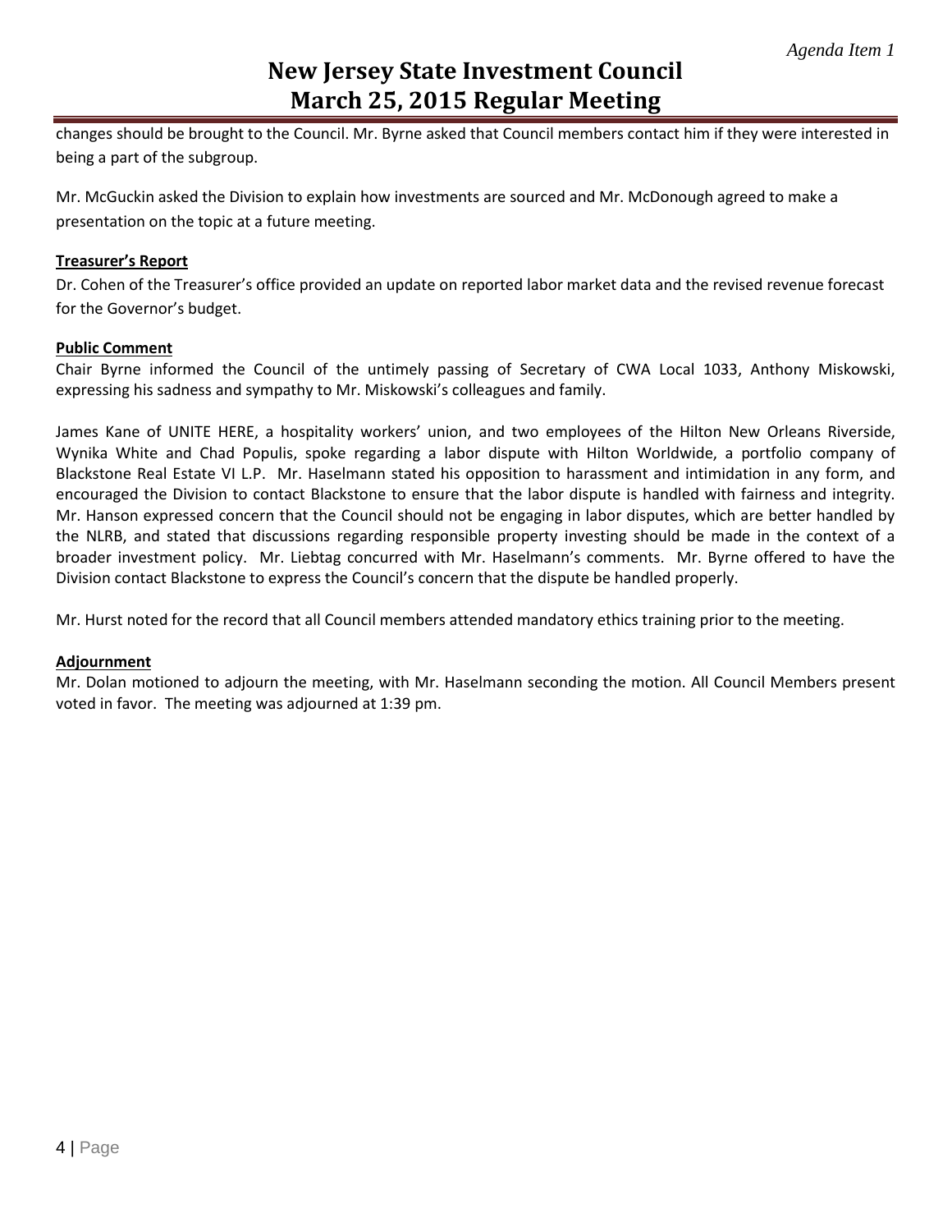changes should be brought to the Council. Mr. Byrne asked that Council members contact him if they were interested in being a part of the subgroup.

Mr. McGuckin asked the Division to explain how investments are sourced and Mr. McDonough agreed to make a presentation on the topic at a future meeting.

**Treasurer's Report**

Dr. Cohen of the Treasurer's office provided an update on reported labor market data and the revised revenue forecast for the Governor's budget.

**Public Comment**

Chair Byrne informed the Council of the untimely passing of Secretary of CWA Local 1033, Anthony Miskowski, expressing his sadness and sympathy to Mr. Miskowski's colleagues and family.

James Kane of UNITE HERE, a hospitality workers' union, and two employees of the Hilton New Orleans Riverside, Wynika White and Chad Populis, spoke regarding a labor dispute with Hilton Worldwide, a portfolio company of Blackstone Real Estate VI L.P. Mr. Haselmann stated his opposition to harassment and intimidation in any form, and encouraged the Division to contact Blackstone to ensure that the labor dispute is handled with fairness and integrity. Mr. Hanson expressed concern that the Council should not be engaging in labor disputes, which are better handled by the NLRB, and stated that discussions regarding responsible property investing should be made in the context of a broader investment policy. Mr. Liebtag concurred with Mr. Haselmann's comments. Mr. Byrne offered to have the Division contact Blackstone to express the Council's concern that the dispute be handled properly.

Mr. Hurst noted for the record that all Council members attended mandatory ethics training prior to the meeting.

**Adjournment**

Mr. Dolan motioned to adjourn the meeting, with Mr. Haselmann seconding the motion. All Council Members present voted in favor. The meeting was adjourned at 1:39 pm.